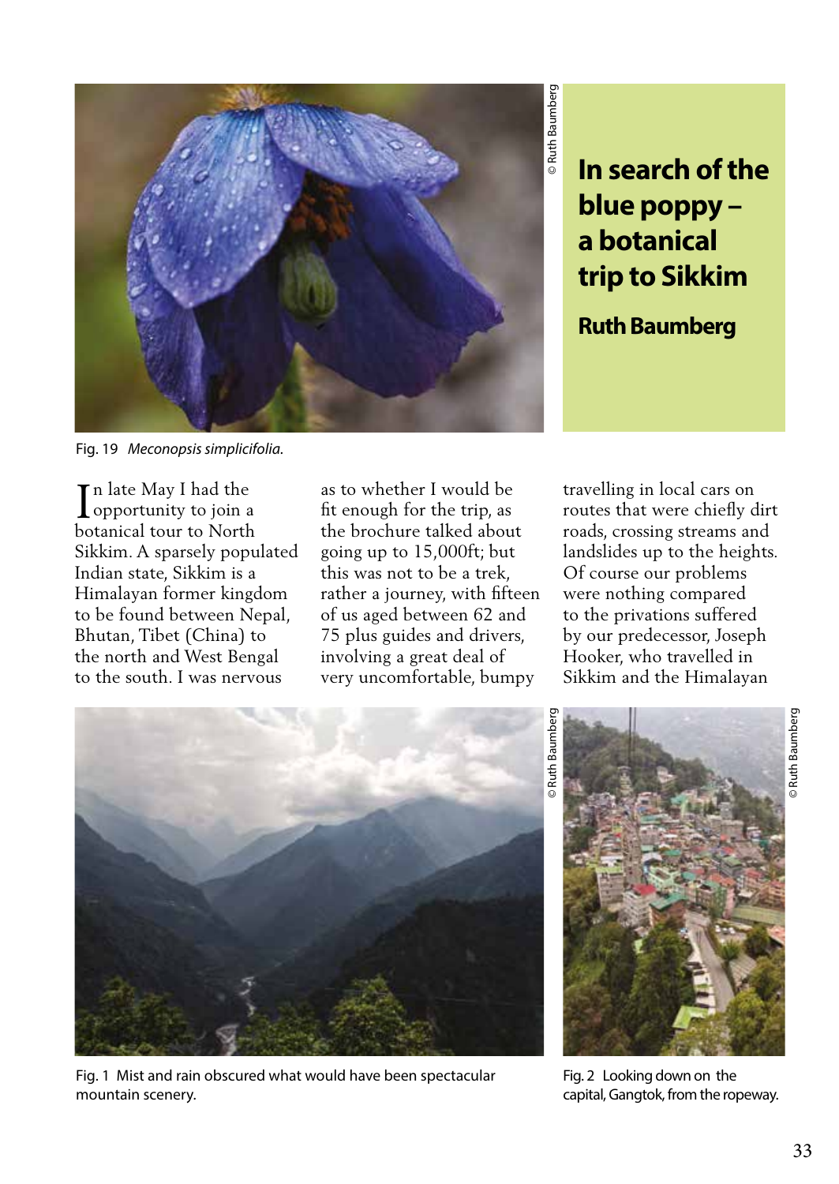# In search of the blue poppy – a botanical trip to Sikkim

**Ruth Baumberg**

Fig. 19 *Meconopsis simplicifolia.*

In late May I had the opportunity to join a botanical tour to North Sikkim. A sparsely populated Indian state, Sikkim is a Himalayan former kingdom to be found between Nepal, Bhutan, Tibet (China) to the north and West Bengal to the south. I was nervous as to whether I would be fit enough for the trip, as the brochure talked about going up to 15,000ft; but this was not to be a trek, rather a journey, with fifteen of us aged between 62 and 75 plus guides and drivers, involving a great deal of very uncomfortable, bumpy travelling in local cars on routes that were chiefly dirt roads, crossing streams and landslides up to the heights. Of course our problems were nothing compared to the privations suffered by our predecessor, Joseph Hooker, who travelled in Sikkim and the Himalayan

Fig. 1 Mist and rain obscured what would have been spectacular mountain scenery.

Fig. 2 Looking down on the capital, Gangtok, from the ropeway.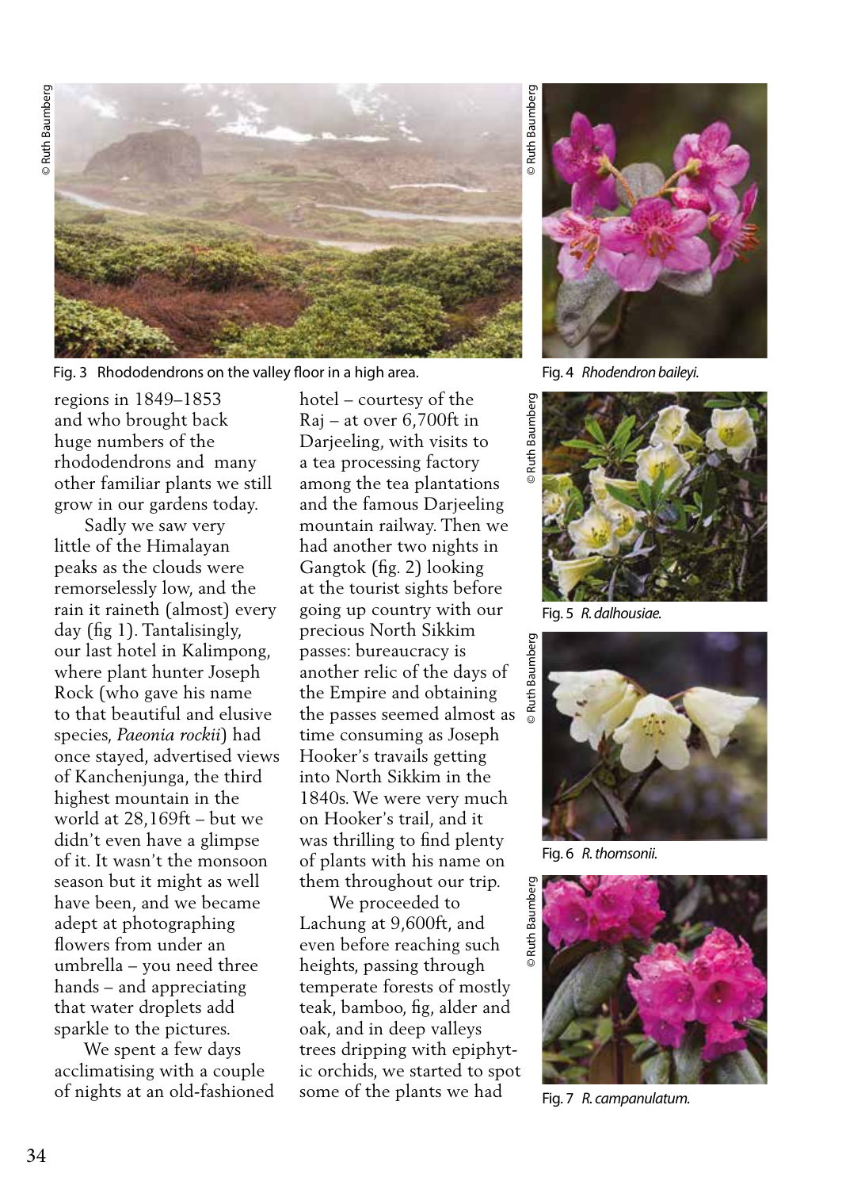Fig. 3 Rhododendrons on the valley floor in a high area.

Fig. 4 *Rhodendron baileyi.*

Fig. 5 *R. dalhousiae.*

Fig. 6 *R. thomsonii.*

Fig. 7 *R. campanulatum.*

regions in 1849–1853 and who brought back huge numbers of the rhododendrons and many other familiar plants we still grow in our gardens today.

Sadly we saw very little of the Himalayan peaks as the clouds were remorselessly low, and the rain it raineth (almost) every day (fig 1). Tantalisingly, our last hotel in Kalimpong, where plant hunter Joseph Rock (who gave his name to that beautiful and elusive species, *Paeonia rockii*) had once stayed, advertised views of Kanchenjunga, the third highest mountain in the world at 28,169ft – but we didn't even have a glimpse of it. It wasn't the monsoon season but it might as well have been, and we became adept at photographing flowers from under an umbrella – you need three hands – and appreciating that water droplets add sparkle to the pictures.

We spent a few days acclimatising with a couple of nights at an old-fashioned hotel – courtesy of the Raj – at over 6,700ft in Darjeeling, with visits to a tea processing factory among the tea plantations and the famous Darjeeling mountain railway. Then we had another two nights in Gangtok (fig. 2) looking at the tourist sights before going up country with our precious North Sikkim passes: bureaucracy is another relic of the days of the Empire and obtaining the passes seemed almost as time consuming as Joseph Hooker's travails getting into North Sikkim in the 1840s. We were very much on Hooker's trail, and it was thrilling to find plenty of plants with his name on them throughout our trip.

We proceeded to Lachung at 9,600ft, and even before reaching such heights, passing through temperate forests of mostly teak, bamboo, fig, alder and oak, and in deep valleys trees dripping with epiphytic orchids, we started to spot some of the plants we had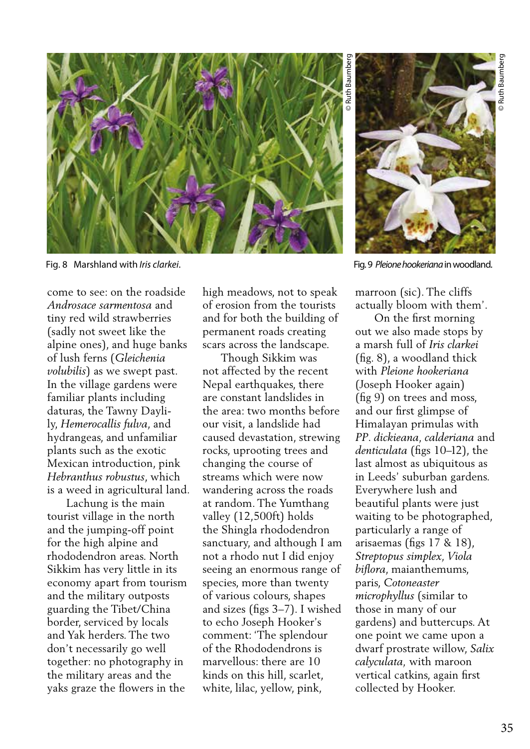Fig. 8 Marshland with *Iris clarkei*.

Fig. 9 *Pleione hookeriana* in woodland.

come to see: on the roadside *Androsace sarmentosa* and tiny red wild strawberries (sadly not sweet like the alpine ones), and huge banks of lush ferns (*Gleichenia volubilis*) as we swept past. In the village gardens were familiar plants including daturas, the Tawny Daylily, *Hemerocallis fulva*, and hydrangeas, and unfamiliar plants such as the exotic Mexican introduction, pink *Hebranthus robustus*, which is a weed in agricultural land.

Lachung is the main tourist village in the north and the jumping-off point for the high alpine and rhododendron areas. North Sikkim has very little in its economy apart from tourism and the military outposts guarding the Tibet/China border, serviced by locals and Yak herders. The two don't necessarily go well together: no photography in the military areas and the yaks graze the flowers in the high meadows, not to speak of erosion from the tourists and for both the building of permanent roads creating scars across the landscape.

Though Sikkim was not affected by the recent Nepal earthquakes, there are constant landslides in the area: two months before our visit, a landslide had caused devastation, strewing rocks, uprooting trees and changing the course of streams which were now wandering across the roads at random. The Yumthang valley (12,500ft) holds the Shingla rhododendron sanctuary, and although I am not a rhodo nut I did enjoy seeing an enormous range of species, more than twenty of various colours, shapes and sizes (figs 3–7). I wished to echo Joseph Hooker's comment: 'The splendour of the Rhododendrons is marvellous: there are 10 kinds on this hill, scarlet, white, lilac, yellow, pink, marroon (sic). The cliffs actually bloom with them'.

On the first morning out we also made stops by a marsh full of *Iris clarkei* (fig. 8), a woodland thick with *Pleione hookeriana* (Joseph Hooker again) (fig 9) on trees and moss, and our first glimpse of Himalayan primulas with *PP*. *dickieana*, *calderiana* and *denticulata* (figs 10–12), the last almost as ubiquitous as in Leeds' suburban gardens. Everywhere lush and beautiful plants were just waiting to be photographed, particularly a range of arisaemas (figs 17 & 18), *Streptopus simplex*, *Viola biflora*, maianthemums, paris, *Cotoneaster microphyllus* (similar to those in many of our gardens) and buttercups. At one point we came upon a dwarf prostrate willow, *Salix calyculata*, with maroon vertical catkins, again first collected by Hooker.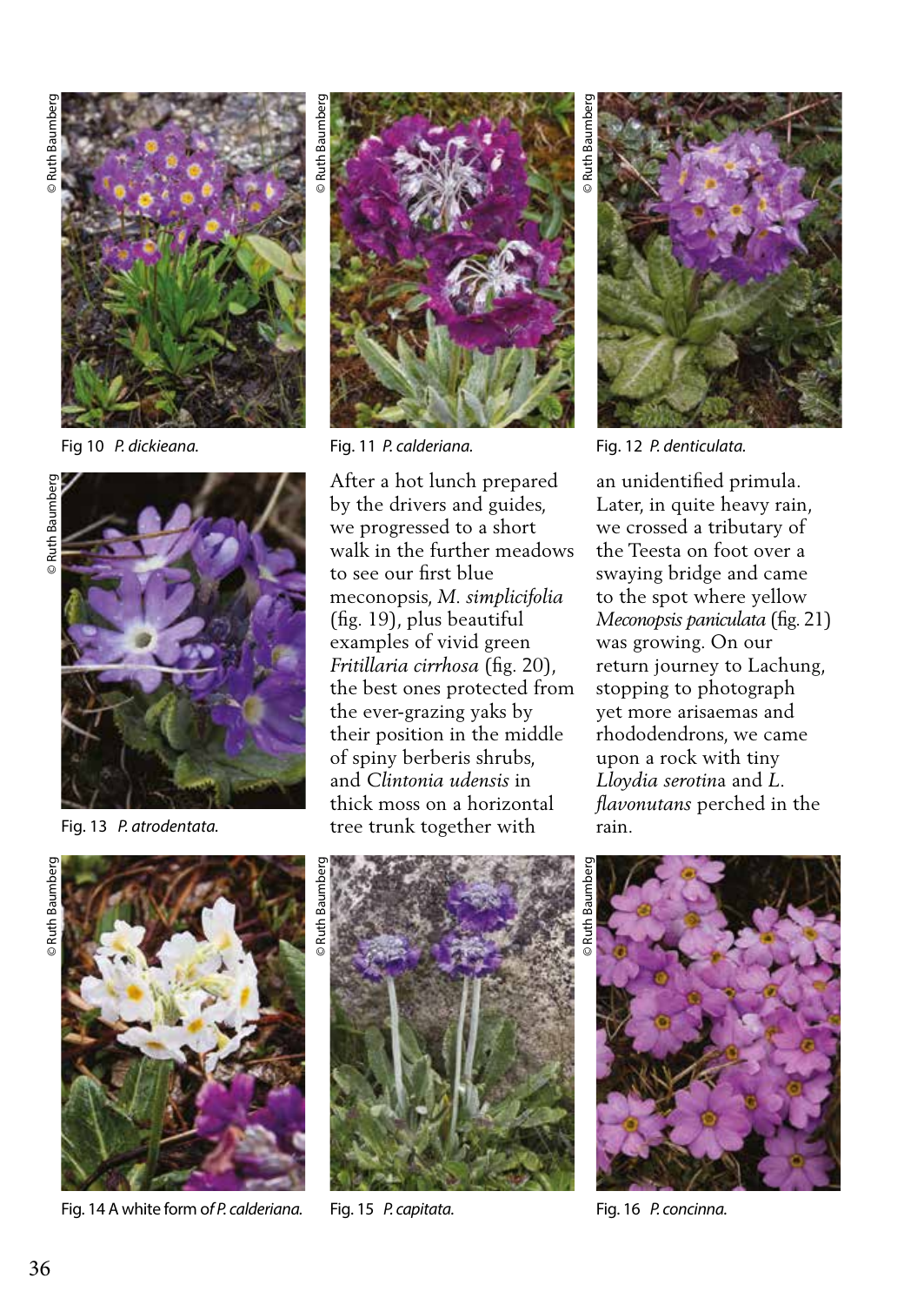Fig 10 *P. dickieana.*

Fig. 11 *P. calderiana.*

Fig. 12 *P. denticulata.*

Fig. 13 *P. atrodentata.*

After a hot lunch prepared by the drivers and guides, we progressed to a short walk in the further meadows to see our first blue meconopsis, *M. simplicifolia* (fig. 19), plus beautiful examples of vivid green *Fritillaria cirrhosa* (fig. 20), the best ones protected from the ever-grazing yaks by their position in the middle of spiny berberis shrubs, and *Clintonia udensis* in thick moss on a horizontal tree trunk together with an unidentified primula. Later, in quite heavy rain, we crossed a tributary of the Teesta on foot over a swaying bridge and came to the spot where yellow *Meconopsis paniculata* (fig. 21) was growing. On our return journey to Lachung, stopping to photograph yet more arisaemas and rhododendrons, we came upon a rock with tiny *Lloydia serotina* and *L. flavonutans* perched in the rain.

Fig. 14 A white form of *P. calderiana.*

Fig. 15 *P. capitata.*

Fig. 16 *P. concinna.*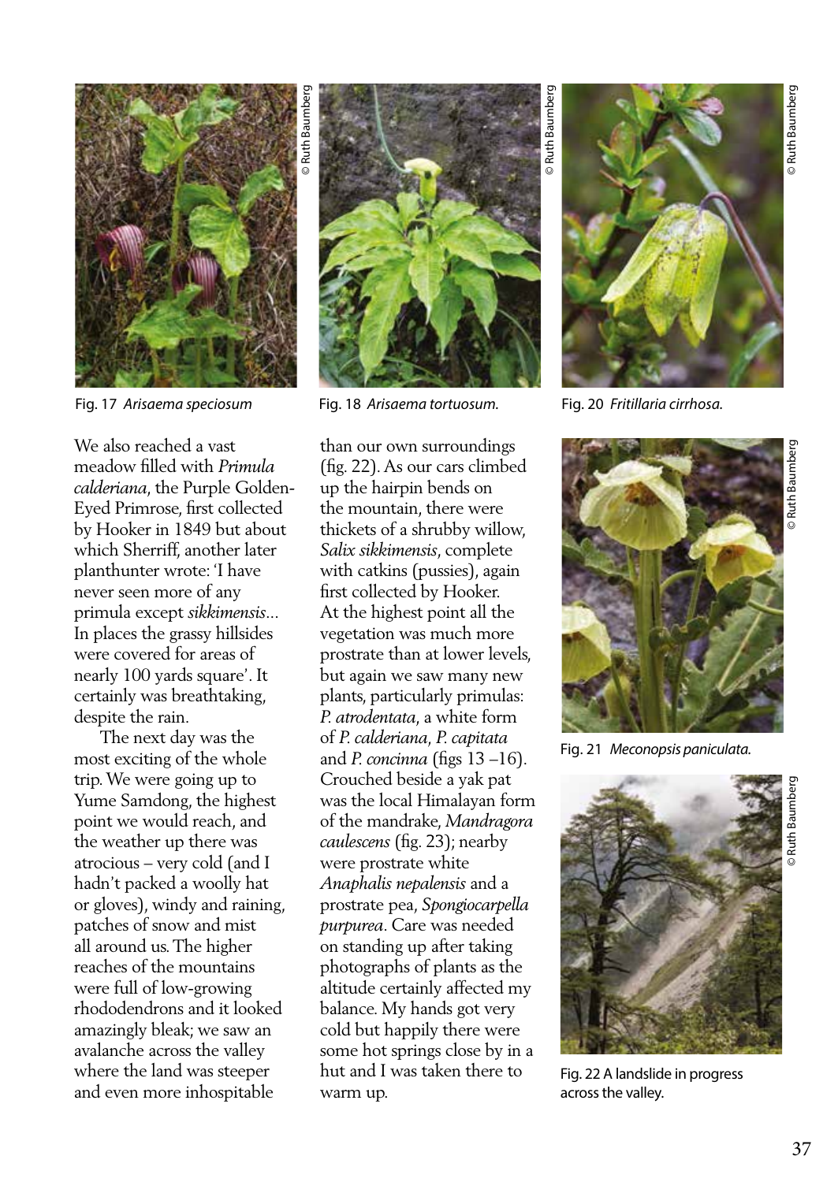Fig. 17 *Arisaema speciosum*

Fig. 18 *Arisaema tortuosum.*

Fig. 20 *Fritillaria cirrhosa.*

We also reached a vast meadow filled with *Primula calderiana*, the Purple Golden-Eyed Primrose, first collected by Hooker in 1849 but about which Sherriff, another later planthunter wrote: 'I have never seen more of any primula except *sikkimensis*... In places the grassy hillsides were covered for areas of nearly 100 yards square'. It certainly was breathtaking, despite the rain.

The next day was the most exciting of the whole trip. We were going up to Yume Samdong, the highest point we would reach, and the weather up there was atrocious – very cold (and I hadn't packed a woolly hat or gloves), windy and raining, patches of snow and mist all around us. The higher reaches of the mountains were full of low-growing rhododendrons and it looked amazingly bleak; we saw an avalanche across the valley where the land was steeper and even more inhospitable than our own surroundings (fig. 22). As our cars climbed up the hairpin bends on the mountain, there were thickets of a shrubby willow, *Salix sikkimensis*, complete with catkins (pussies), again first collected by Hooker. At the highest point all the vegetation was much more prostrate than at lower levels, but again we saw many new plants, particularly primulas: *P. atrodentata*, a white form of *P. calderiana*, *P. capitata* and *P. concinna* (figs 13 –16). Crouched beside a yak pat was the local Himalayan form of the mandrake, *Mandragora caulescens* (fig. 23); nearby were prostrate white *Anaphalis nepalensis* and a prostrate pea, *Spongiocarpella purpurea*. Care was needed on standing up after taking photographs of plants as the altitude certainly affected my balance. My hands got very cold but happily there were some hot springs close by in a hut and I was taken there to warm up.

Fig. 21 *Meconopsis paniculata.*

Fig. 22 A landslide in progress across the valley.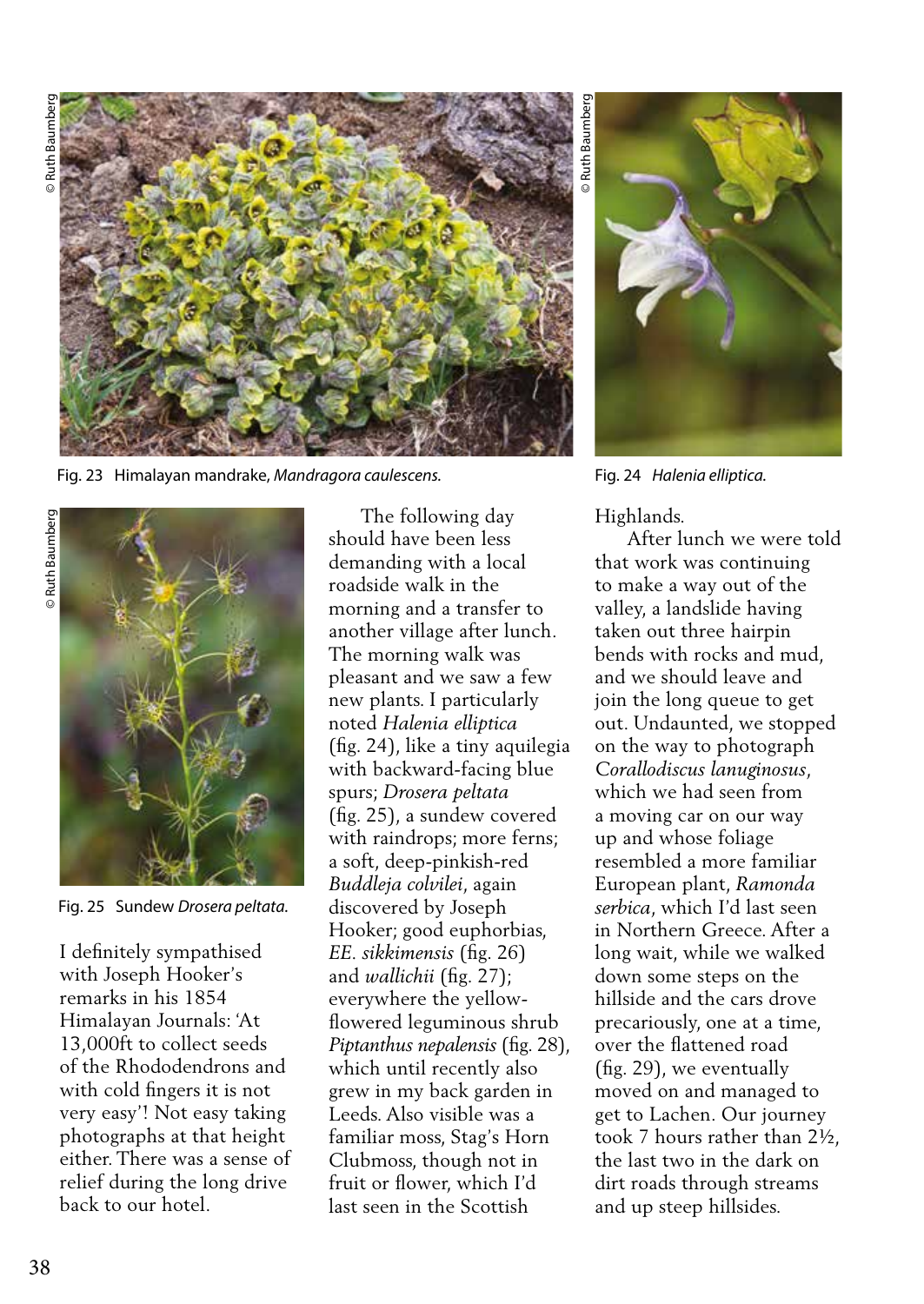Fig. 23 Himalayan mandrake, *Mandragora caulescens*.

Fig. 24 *Halenia elliptica*.

Fig. 25 Sundew *Drosera peltata*.

I definitely sympathised with Joseph Hooker's remarks in his 1854 Himalayan Journals: 'At 13,000ft to collect seeds of the Rhododendrons and with cold fingers it is not very easy'! Not easy taking photographs at that height either. There was a sense of relief during the long drive back to our hotel.

The following day should have been less demanding with a local roadside walk in the morning and a transfer to another village after lunch. The morning walk was pleasant and we saw a few new plants. I particularly noted *Halenia elliptica* (fig. 24), like a tiny aquilegia with backward-facing blue spurs; *Drosera peltata* (fig. 25), a sundew covered with raindrops; more ferns; a soft, deep-pinkish-red *Buddleja colvilei*, again discovered by Joseph Hooker; good euphorbias, *EE. sikkimensis* (fig. 26) and *wallichii* (fig. 27); everywhere the yellow-flowered leguminous shrub *Piptanthus nepalensis* (fig. 28), which until recently also grew in my back garden in Leeds. Also visible was a familiar moss, Stag's Horn Clubmoss, though not in fruit or flower, which I'd last seen in the Scottish Highlands.

After lunch we were told that work was continuing to make a way out of the valley, a landslide having taken out three hairpin bends with rocks and mud, and we should leave and join the long queue to get out. Undaunted, we stopped on the way to photograph *Corallodiscus lanuginosus*, which we had seen from a moving car on our way up and whose foliage resembled a more familiar European plant, *Ramonda serbica*, which I'd last seen in Northern Greece. After a long wait, while we walked down some steps on the hillside and the cars drove precariously, one at a time, over the flattened road (fig. 29), we eventually moved on and managed to get to Lachen. Our journey took 7 hours rather than 2½, the last two in the dark on dirt roads through streams and up steep hillsides.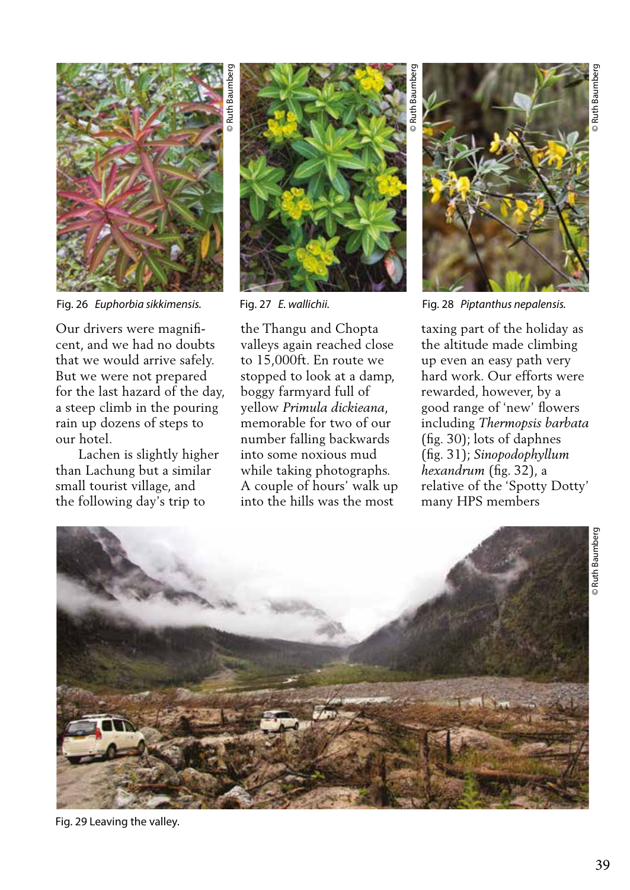Fig. 26 *Euphorbia sikkimensis.*

Fig. 27 *E. wallichii.*

Fig. 28 *Piptanthus nepalensis.*

Our drivers were magnificent, and we had no doubts that we would arrive safely. But we were not prepared for the last hazard of the day, a steep climb in the pouring rain up dozens of steps to our hotel.

Lachen is slightly higher than Lachung but a similar small tourist village, and the following day's trip to the Thangu and Chopta valleys again reached close to 15,000ft. En route we stopped to look at a damp, boggy farmyard full of yellow *Primula dickieana*, memorable for two of our number falling backwards into some noxious mud while taking photographs. A couple of hours' walk up into the hills was the most taxing part of the holiday as the altitude made climbing up even an easy path very hard work. Our efforts were rewarded, however, by a good range of 'new' flowers including *Thermopsis barbata* (fig. 30); lots of daphnes (fig. 31); *Sinopodophyllum hexandrum* (fig. 32), a relative of the 'Spotty Dotty' many HPS members

Fig. 29 Leaving the valley.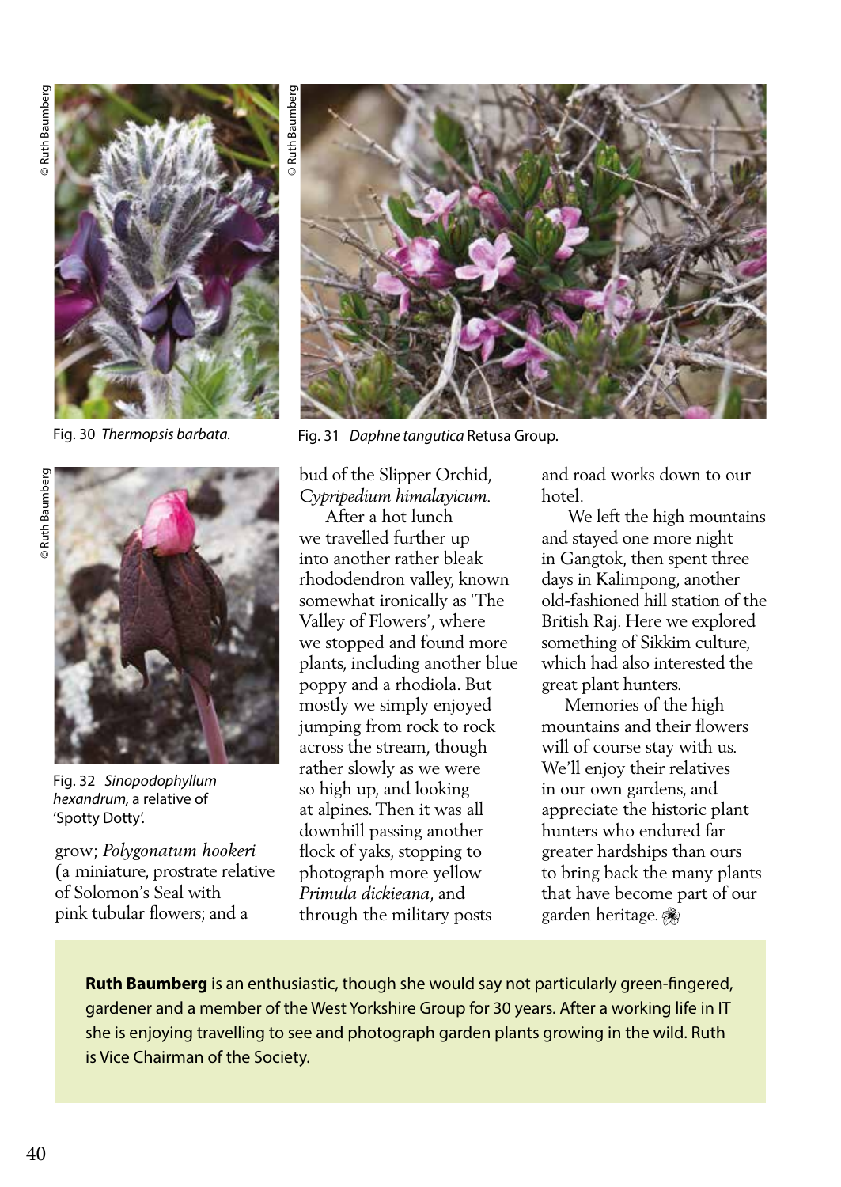Fig. 30 *Thermopsis barbata*.

Fig. 31 *Daphne tangutica* Retusa Group.

Fig. 32 *Sinopodophyllum hexandrum,* a relative of 'Spotty Dotty'.

grow; *Polygonatum hookeri* (a miniature, prostrate relative of Solomon's Seal with pink tubular flowers; and a bud of the Slipper Orchid, *Cypripedium himalayicum*.

After a hot lunch we travelled further up into another rather bleak rhododendron valley, known somewhat ironically as 'The Valley of Flowers', where we stopped and found more plants, including another blue poppy and a rhodiola. But mostly we simply enjoyed jumping from rock to rock across the stream, though rather slowly as we were so high up, and looking at alpines. Then it was all downhill passing another flock of yaks, stopping to photograph more yellow *Primula dickieana*, and through the military posts and road works down to our hotel.

We left the high mountains and stayed one more night in Gangtok, then spent three days in Kalimpong, another old-fashioned hill station of the British Raj. Here we explored something of Sikkim culture, which had also interested the great plant hunters.

Memories of the high mountains and their flowers will of course stay with us. We'll enjoy their relatives in our own gardens, and appreciate the historic plant hunters who endured far greater hardships than ours to bring back the many plants that have become part of our garden heritage.

**Ruth Baumberg** is an enthusiastic, though she would say not particularly green-fingered, gardener and a member of the West Yorkshire Group for 30 years. After a working life in IT she is enjoying travelling to see and photograph garden plants growing in the wild. Ruth is Vice Chairman of the Society.